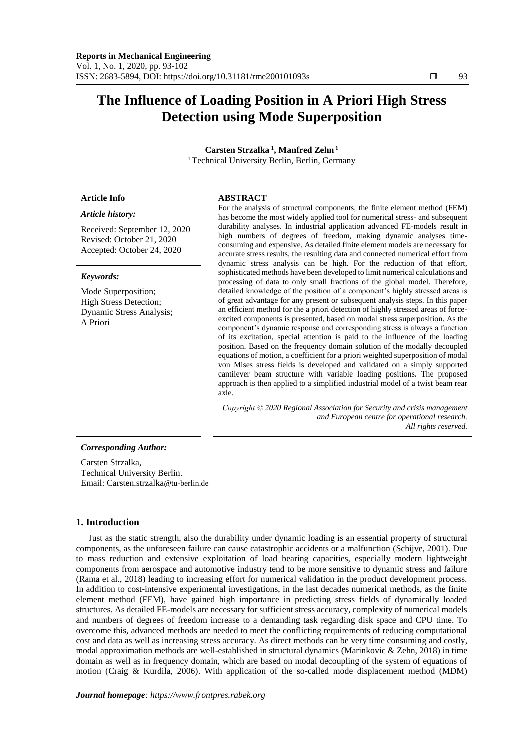# The Influence of Loading Position in A Priori High Stress Detection using Mode Superposition

**Carsten Strzalka [1], Manfred Zehn [1]**

[1] Technical University Berlin, Berlin, Germany

**Article Info**

*Article history:*

Received: September 12, 2020
Revised: October 21, 2020
Accepted: October 24, 2020

*Keywords:*

Mode Superposition;
High Stress Detection;
Dynamic Stress Analysis;
A Priori

**ABSTRACT**

For the analysis of structural components, the finite element method (FEM) has become the most widely applied tool for numerical stress- and subsequent durability analyses. In industrial application advanced FE-models result in high numbers of degrees of freedom, making dynamic analyses time-consuming and expensive. As detailed finite element models are necessary for accurate stress results, the resulting data and connected numerical effort from dynamic stress analysis can be high. For the reduction of that effort, sophisticated methods have been developed to limit numerical calculations and processing of data to only small fractions of the global model. Therefore, detailed knowledge of the position of a component's highly stressed areas is of great advantage for any present or subsequent analysis steps. In this paper an efficient method for the a priori detection of highly stressed areas of force-excited components is presented, based on modal stress superposition. As the component's dynamic response and corresponding stress is always a function of its excitation, special attention is paid to the influence of the loading position. Based on the frequency domain solution of the modally decoupled equations of motion, a coefficient for a priori weighted superposition of modal von Mises stress fields is developed and validated on a simply supported cantilever beam structure with variable loading positions. The proposed approach is then applied to a simplified industrial model of a twist beam rear axle.

*Copyright © 2020 Regional Association for Security and crisis management and European centre for operational research. All rights reserved.*

*Corresponding Author:*

Carsten Strzalka,
Technical University Berlin.
Email: Carsten.strzalka@tu-berlin.de

## 1. Introduction

Just as the static strength, also the durability under dynamic loading is an essential property of structural components, as the unforeseen failure can cause catastrophic accidents or a malfunction (Schijve, 2001). Due to mass reduction and extensive exploitation of load bearing capacities, especially modern lightweight components from aerospace and automotive industry tend to be more sensitive to dynamic stress and failure (Rama et al., 2018) leading to increasing effort for numerical validation in the product development process. In addition to cost-intensive experimental investigations, in the last decades numerical methods, as the finite element method (FEM), have gained high importance in predicting stress fields of dynamically loaded structures. As detailed FE-models are necessary for sufficient stress accuracy, complexity of numerical models and numbers of degrees of freedom increase to a demanding task regarding disk space and CPU time. To overcome this, advanced methods are needed to meet the conflicting requirements of reducing computational cost and data as well as increasing stress accuracy. As direct methods can be very time consuming and costly, modal approximation methods are well-established in structural dynamics (Marinkovic & Zehn, 2018) in time domain as well as in frequency domain, which are based on modal decoupling of the system of equations of motion (Craig & Kurdila, 2006). With application of the so-called mode displacement method (MDM)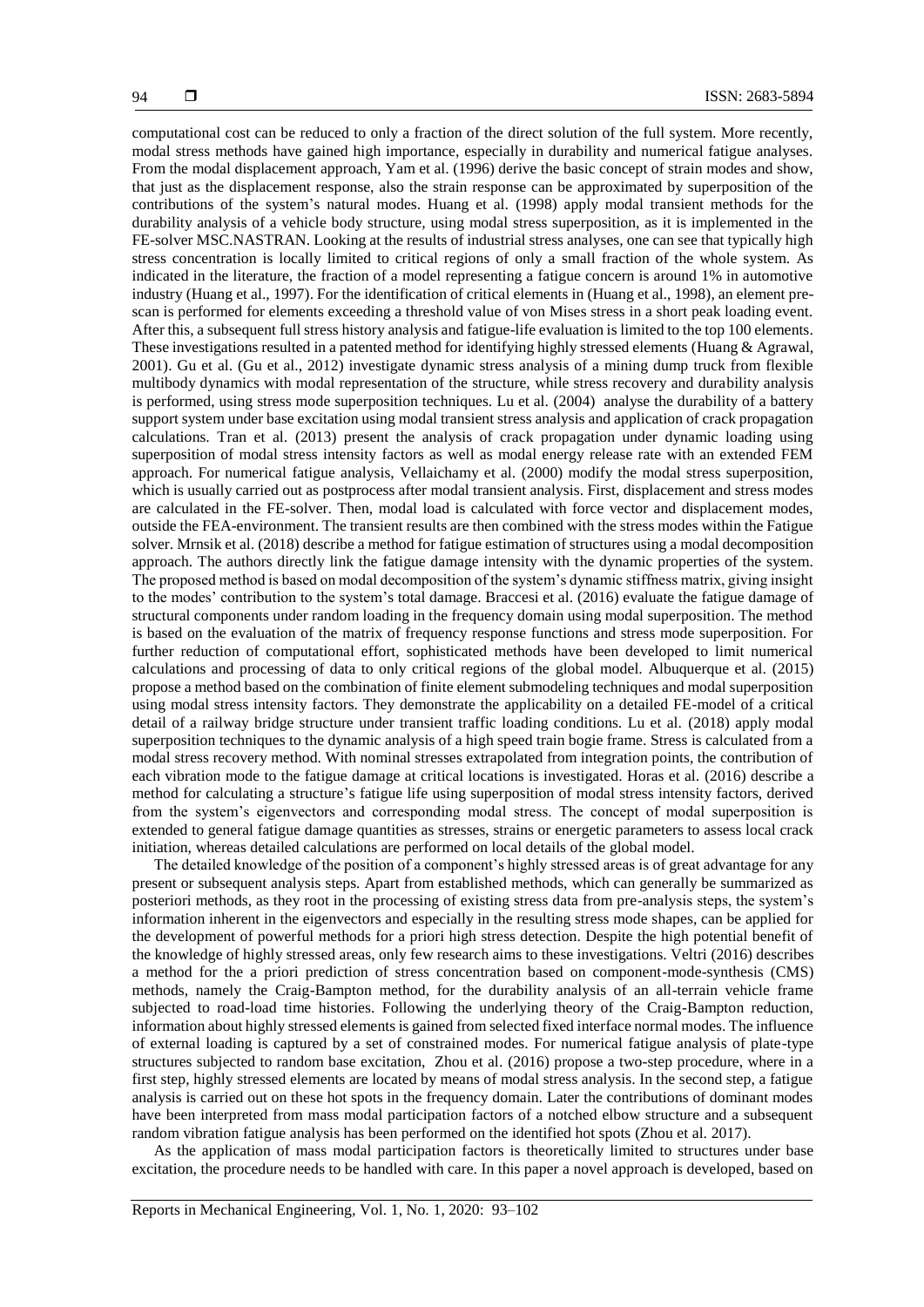computational cost can be reduced to only a fraction of the direct solution of the full system. More recently, modal stress methods have gained high importance, especially in durability and numerical fatigue analyses. From the modal displacement approach, Yam et al. (1996) derive the basic concept of strain modes and show, that just as the displacement response, also the strain response can be approximated by superposition of the contributions of the system's natural modes. Huang et al. (1998) apply modal transient methods for the durability analysis of a vehicle body structure, using modal stress superposition, as it is implemented in the FE-solver MSC.NASTRAN. Looking at the results of industrial stress analyses, one can see that typically high stress concentration is locally limited to critical regions of only a small fraction of the whole system. As indicated in the literature, the fraction of a model representing a fatigue concern is around 1% in automotive industry (Huang et al., 1997). For the identification of critical elements in (Huang et al., 1998), an element pre-scan is performed for elements exceeding a threshold value of von Mises stress in a short peak loading event. After this, a subsequent full stress history analysis and fatigue-life evaluation is limited to the top 100 elements. These investigations resulted in a patented method for identifying highly stressed elements (Huang & Agrawal, 2001). Gu et al. (Gu et al., 2012) investigate dynamic stress analysis of a mining dump truck from flexible multibody dynamics with modal representation of the structure, while stress recovery and durability analysis is performed, using stress mode superposition techniques. Lu et al. (2004) analyse the durability of a battery support system under base excitation using modal transient stress analysis and application of crack propagation calculations. Tran et al. (2013) present the analysis of crack propagation under dynamic loading using superposition of modal stress intensity factors as well as modal energy release rate with an extended FEM approach. For numerical fatigue analysis, Vellaichamy et al. (2000) modify the modal stress superposition, which is usually carried out as postprocess after modal transient analysis. First, displacement and stress modes are calculated in the FE-solver. Then, modal load is calculated with force vector and displacement modes, outside the FEA-environment. The transient results are then combined with the stress modes within the Fatigue solver. Mrnsik et al. (2018) describe a method for fatigue estimation of structures using a modal decomposition approach. The authors directly link the fatigue damage intensity with the dynamic properties of the system. The proposed method is based on modal decomposition of the system's dynamic stiffness matrix, giving insight to the modes' contribution to the system's total damage. Braccesi et al. (2016) evaluate the fatigue damage of structural components under random loading in the frequency domain using modal superposition. The method is based on the evaluation of the matrix of frequency response functions and stress mode superposition. For further reduction of computational effort, sophisticated methods have been developed to limit numerical calculations and processing of data to only critical regions of the global model. Albuquerque et al. (2015) propose a method based on the combination of finite element submodeling techniques and modal superposition using modal stress intensity factors. They demonstrate the applicability on a detailed FE-model of a critical detail of a railway bridge structure under transient traffic loading conditions. Lu et al. (2018) apply modal superposition techniques to the dynamic analysis of a high speed train bogie frame. Stress is calculated from a modal stress recovery method. With nominal stresses extrapolated from integration points, the contribution of each vibration mode to the fatigue damage at critical locations is investigated. Horas et al. (2016) describe a method for calculating a structure's fatigue life using superposition of modal stress intensity factors, derived from the system's eigenvectors and corresponding modal stress. The concept of modal superposition is extended to general fatigue damage quantities as stresses, strains or energetic parameters to assess local crack initiation, whereas detailed calculations are performed on local details of the global model.

The detailed knowledge of the position of a component's highly stressed areas is of great advantage for any present or subsequent analysis steps. Apart from established methods, which can generally be summarized as posteriori methods, as they root in the processing of existing stress data from pre-analysis steps, the system's information inherent in the eigenvectors and especially in the resulting stress mode shapes, can be applied for the development of powerful methods for a priori high stress detection. Despite the high potential benefit of the knowledge of highly stressed areas, only few research aims to these investigations. Veltri (2016) describes a method for the a priori prediction of stress concentration based on component-mode-synthesis (CMS) methods, namely the Craig-Bampton method, for the durability analysis of an all-terrain vehicle frame subjected to road-load time histories. Following the underlying theory of the Craig-Bampton reduction, information about highly stressed elements is gained from selected fixed interface normal modes. The influence of external loading is captured by a set of constrained modes. For numerical fatigue analysis of plate-type structures subjected to random base excitation, Zhou et al. (2016) propose a two-step procedure, where in a first step, highly stressed elements are located by means of modal stress analysis. In the second step, a fatigue analysis is carried out on these hot spots in the frequency domain. Later the contributions of dominant modes have been interpreted from mass modal participation factors of a notched elbow structure and a subsequent random vibration fatigue analysis has been performed on the identified hot spots (Zhou et al. 2017).

As the application of mass modal participation factors is theoretically limited to structures under base excitation, the procedure needs to be handled with care. In this paper a novel approach is developed, based on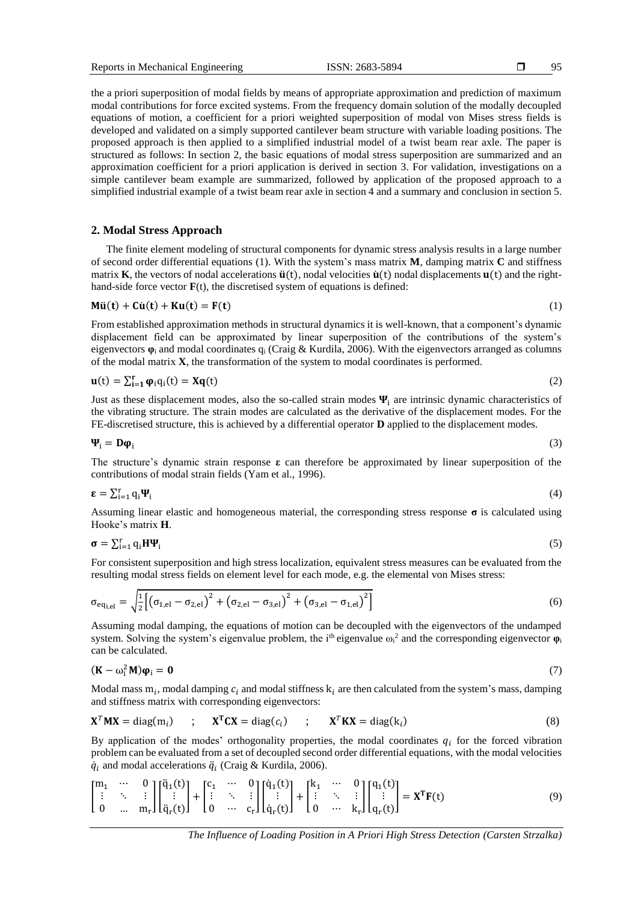the a priori superposition of modal fields by means of appropriate approximation and prediction of maximum modal contributions for force excited systems. From the frequency domain solution of the modally decoupled equations of motion, a coefficient for a priori weighted superposition of modal von Mises stress fields is developed and validated on a simply supported cantilever beam structure with variable loading positions. The proposed approach is then applied to a simplified industrial model of a twist beam rear axle. The paper is structured as follows: In section 2, the basic equations of modal stress superposition are summarized and an approximation coefficient for a priori application is derived in section 3. For validation, investigations on a simple cantilever beam example are summarized, followed by application of the proposed approach to a simplified industrial example of a twist beam rear axle in section 4 and a summary and conclusion in section 5.

## 2. Modal Stress Approach

The finite element modeling of structural components for dynamic stress analysis results in a large number of second order differential equations (1). With the system's mass matrix **M**, damping matrix **C** and stiffness matrix **K**, the vectors of nodal accelerations $\ddot{\mathbf{u}}(t)$, nodal velocities $\dot{\mathbf{u}}(t)$ nodal displacements $\mathbf{u}(t)$ and the right-hand-side force vector **F**(t), the discretised system of equations is defined:

$$\mathbf{M}\ddot{\mathbf{u}}(t) + \mathbf{C}\dot{\mathbf{u}}(t) + \mathbf{K}\mathbf{u}(t) = \mathbf{F}(t) \tag{1}$$

From established approximation methods in structural dynamics it is well-known, that a component's dynamic displacement field can be approximated by linear superposition of the contributions of the system's eigenvectors $\boldsymbol{\varphi}_i$ and modal coordinates $q_i$ (Craig & Kurdila, 2006). With the eigenvectors arranged as columns of the modal matrix **X**, the transformation of the system to modal coordinates is performed.

$$\mathbf{u}(t) = \sum_{i=1}^{r} \boldsymbol{\varphi}_i q_i(t) = \mathbf{X}\mathbf{q}(t) \tag{2}$$

Just as these displacement modes, also the so-called strain modes $\boldsymbol{\Psi}_i$ are intrinsic dynamic characteristics of the vibrating structure. The strain modes are calculated as the derivative of the displacement modes. For the FE-discretised structure, this is achieved by a differential operator **D** applied to the displacement modes.

$$\boldsymbol{\Psi}_i = \mathbf{D}\boldsymbol{\varphi}_i \tag{3}$$

The structure's dynamic strain response $\boldsymbol{\varepsilon}$ can therefore be approximated by linear superposition of the contributions of modal strain fields (Yam et al., 1996).

$$\boldsymbol{\varepsilon} = \sum_{i=1}^{r} q_i \boldsymbol{\Psi}_i \tag{4}$$

Assuming linear elastic and homogeneous material, the corresponding stress response $\boldsymbol{\sigma}$ is calculated using Hooke's matrix **H**.

$$\boldsymbol{\sigma} = \sum_{i=1}^{r} q_i \mathbf{H}\boldsymbol{\Psi}_i \tag{5}$$

For consistent superposition and high stress localization, equivalent stress measures can be evaluated from the resulting modal stress fields on element level for each mode, e.g. the elemental von Mises stress:

$$\sigma_{eq_{i,el}} = \sqrt{\frac{1}{2}\left[\left(\sigma_{1,el} - \sigma_{2,el}\right)^2 + \left(\sigma_{2,el} - \sigma_{3,el}\right)^2 + \left(\sigma_{3,el} - \sigma_{1,el}\right)^2\right]} \tag{6}$$

Assuming modal damping, the equations of motion can be decoupled with the eigenvectors of the undamped system. Solving the system's eigenvalue problem, the i[th] eigenvalue $\omega_i^2$ and the corresponding eigenvector $\boldsymbol{\varphi}_i$ can be calculated.

$$(\mathbf{K} - \omega_i^2 \mathbf{M})\boldsymbol{\varphi}_i = \mathbf{0} \tag{7}$$

Modal mass $m_i$, modal damping $c_i$ and modal stiffness $k_i$ are then calculated from the system's mass, damping and stiffness matrix with corresponding eigenvectors:

$$\mathbf{X}^T\mathbf{M}\mathbf{X} = \text{diag}(m_i) \quad ; \quad \mathbf{X}^T\mathbf{C}\mathbf{X} = \text{diag}(c_i) \quad ; \quad \mathbf{X}^T\mathbf{K}\mathbf{X} = \text{diag}(k_i) \tag{8}$$

By application of the modes' orthogonality properties, the modal coordinates $q_i$ for the forced vibration problem can be evaluated from a set of decoupled second order differential equations, with the modal velocities $\dot{q}_i$ and modal accelerations $\ddot{q}_i$ (Craig & Kurdila, 2006).

$$\begin{bmatrix} m_1 & \cdots & 0 \\ \vdots & \ddots & \vdots \\ 0 & \cdots & m_r \end{bmatrix} \begin{bmatrix} \ddot{q}_1(t) \\ \vdots \\ \ddot{q}_r(t) \end{bmatrix} + \begin{bmatrix} c_1 & \cdots & 0 \\ \vdots & \ddots & \vdots \\ 0 & \cdots & c_r \end{bmatrix} \begin{bmatrix} \dot{q}_1(t) \\ \vdots \\ \dot{q}_r(t) \end{bmatrix} + \begin{bmatrix} k_1 & \cdots & 0 \\ \vdots & \ddots & \vdots \\ 0 & \cdots & k_r \end{bmatrix} \begin{bmatrix} q_1(t) \\ \vdots \\ q_r(t) \end{bmatrix} = \mathbf{X}^T\mathbf{F}(t) \tag{9}$$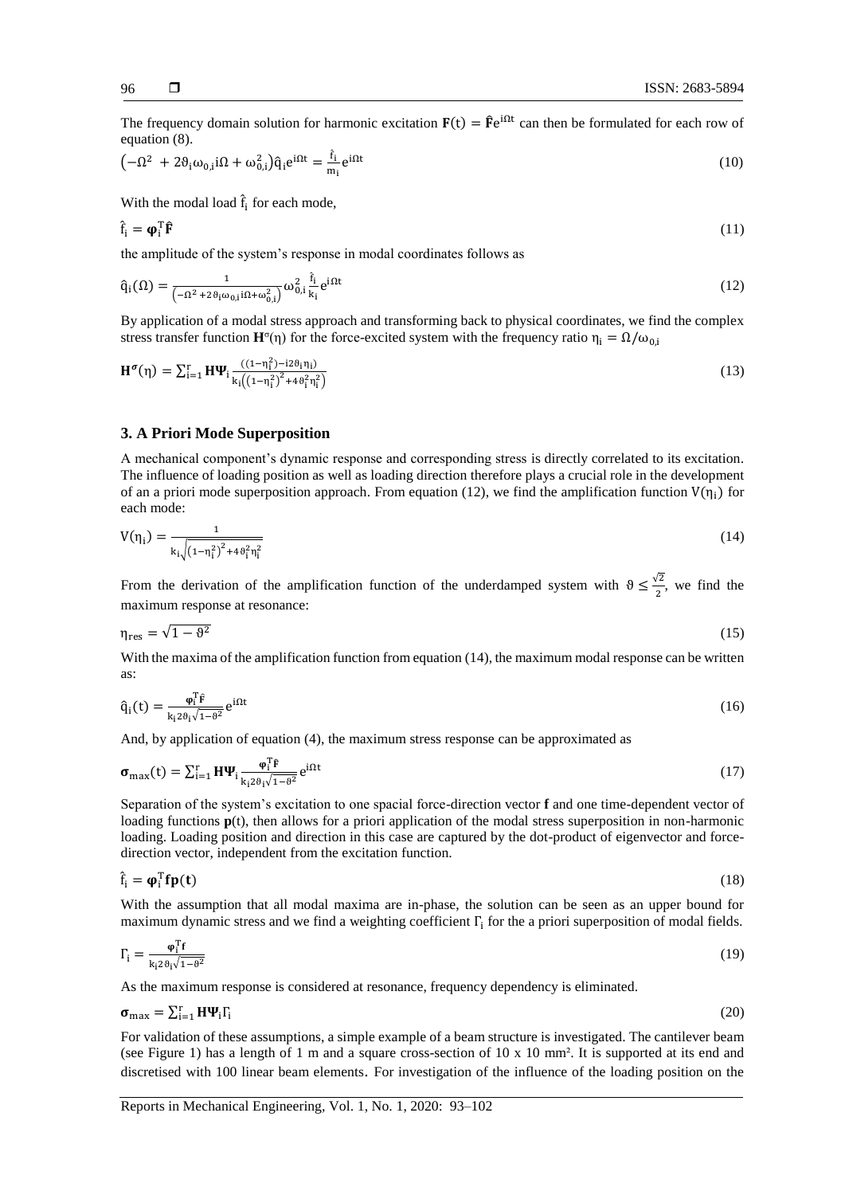The frequency domain solution for harmonic excitation $\mathbf{F}(t) = \hat{\mathbf{F}}e^{i\Omega t}$ can then be formulated for each row of equation (8).

$$\left(-\Omega^2 + 2\vartheta_i\omega_{0,i}i\Omega + \omega_{0,i}^2\right)\hat{q}_i e^{i\Omega t} = \frac{\hat{f}_i}{m_i}e^{i\Omega t} \tag{10}$$

With the modal load $\hat{f}_i$ for each mode,

$$\hat{f}_i = \boldsymbol{\varphi}_i^T\hat{\mathbf{F}} \tag{11}$$

the amplitude of the system's response in modal coordinates follows as

$$\hat{q}_i(\Omega) = \frac{1}{\left(-\Omega^2 + 2\vartheta_i\omega_{0,i}i\Omega + \omega_{0,i}^2\right)}\omega_{0,i}^2\frac{\hat{f}_i}{k_i}e^{i\Omega t} \tag{12}$$

By application of a modal stress approach and transforming back to physical coordinates, we find the complex stress transfer function $\mathbf{H}^{\sigma}(\eta)$ for the force-excited system with the frequency ratio $\eta_i = \Omega/\omega_{0,i}$

$$\mathbf{H}^{\sigma}(\eta) = \sum_{i=1}^{r}\mathbf{H}\boldsymbol{\Psi}_i\frac{\left((1-\eta_i^2)-i2\vartheta_i\eta_i\right)}{k_i\left(\left(1-\eta_i^2\right)^2+4\vartheta_i^2\eta_i^2\right)} \tag{13}$$

## 3. A Priori Mode Superposition

A mechanical component's dynamic response and corresponding stress is directly correlated to its excitation. The influence of loading position as well as loading direction therefore plays a crucial role in the development of an a priori mode superposition approach. From equation (12), we find the amplification function $V(\eta_i)$ for each mode:

$$V(\eta_i) = \frac{1}{k_i\sqrt{\left(1-\eta_i^2\right)^2+4\vartheta_i^2\eta_i^2}} \tag{14}$$

From the derivation of the amplification function of the underdamped system with $\vartheta \leq \frac{\sqrt{2}}{2}$, we find the maximum response at resonance:

$$\eta_{res} = \sqrt{1-\vartheta^2} \tag{15}$$

With the maxima of the amplification function from equation (14), the maximum modal response can be written as:

$$\hat{q}_i(t) = \frac{\boldsymbol{\varphi}_i^T\hat{\mathbf{F}}}{k_i 2\vartheta_i\sqrt{1-\vartheta^2}}e^{i\Omega t} \tag{16}$$

And, by application of equation (4), the maximum stress response can be approximated as

$$\boldsymbol{\sigma}_{\max}(t) = \sum_{i=1}^{r}\mathbf{H}\boldsymbol{\Psi}_i\frac{\boldsymbol{\varphi}_i^T\hat{\mathbf{F}}}{k_i 2\vartheta_i\sqrt{1-\vartheta^2}}e^{i\Omega t} \tag{17}$$

Separation of the system's excitation to one spacial force-direction vector $\mathbf{f}$ and one time-dependent vector of loading functions $\mathbf{p}(t)$, then allows for a priori application of the modal stress superposition in non-harmonic loading. Loading position and direction in this case are captured by the dot-product of eigenvector and force-direction vector, independent from the excitation function.

$$\hat{f}_i = \boldsymbol{\varphi}_i^T\mathbf{f}\mathbf{p}(\mathbf{t}) \tag{18}$$

With the assumption that all modal maxima are in-phase, the solution can be seen as an upper bound for maximum dynamic stress and we find a weighting coefficient $\Gamma_i$ for the a priori superposition of modal fields.

$$\Gamma_i = \frac{\boldsymbol{\varphi}_i^T\mathbf{f}}{k_i 2\vartheta_i\sqrt{1-\vartheta^2}} \tag{19}$$

As the maximum response is considered at resonance, frequency dependency is eliminated.

$$\boldsymbol{\sigma}_{\max} = \sum_{i=1}^{r}\mathbf{H}\boldsymbol{\Psi}_i\Gamma_i \tag{20}$$

For validation of these assumptions, a simple example of a beam structure is investigated. The cantilever beam (see Figure 1) has a length of 1 m and a square cross-section of 10 x 10 mm². It is supported at its end and discretised with 100 linear beam elements. For investigation of the influence of the loading position on the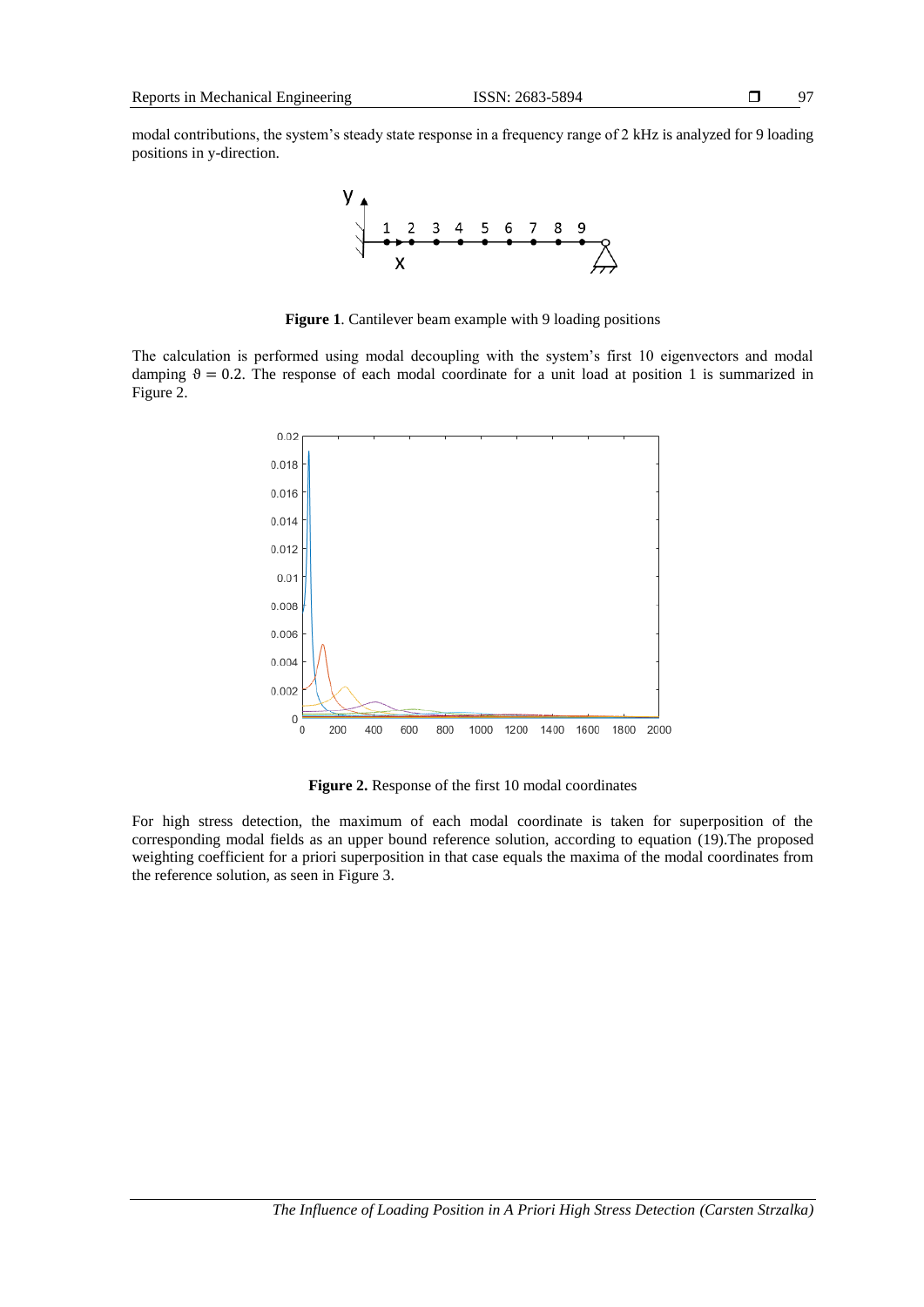modal contributions, the system's steady state response in a frequency range of 2 kHz is analyzed for 9 loading positions in y-direction.

**Figure 1**. Cantilever beam example with 9 loading positions

The calculation is performed using modal decoupling with the system's first 10 eigenvectors and modal damping $\vartheta = 0.2$. The response of each modal coordinate for a unit load at position 1 is summarized in Figure 2.

**Figure 2.** Response of the first 10 modal coordinates

For high stress detection, the maximum of each modal coordinate is taken for superposition of the corresponding modal fields as an upper bound reference solution, according to equation (19).The proposed weighting coefficient for a priori superposition in that case equals the maxima of the modal coordinates from the reference solution, as seen in Figure 3.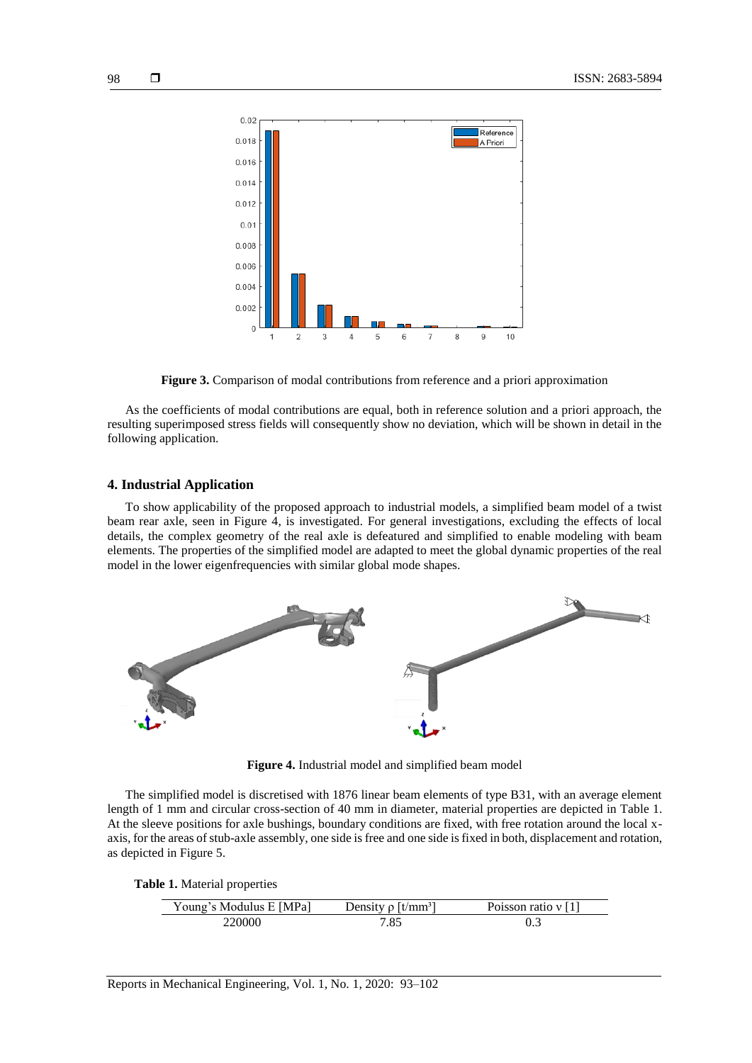**Figure 3.** Comparison of modal contributions from reference and a priori approximation

As the coefficients of modal contributions are equal, both in reference solution and a priori approach, the resulting superimposed stress fields will consequently show no deviation, which will be shown in detail in the following application.

## 4. Industrial Application

To show applicability of the proposed approach to industrial models, a simplified beam model of a twist beam rear axle, seen in Figure 4, is investigated. For general investigations, excluding the effects of local details, the complex geometry of the real axle is defeatured and simplified to enable modeling with beam elements. The properties of the simplified model are adapted to meet the global dynamic properties of the real model in the lower eigenfrequencies with similar global mode shapes.

**Figure 4.** Industrial model and simplified beam model

The simplified model is discretised with 1876 linear beam elements of type B31, with an average element length of 1 mm and circular cross-section of 40 mm in diameter, material properties are depicted in Table 1. At the sleeve positions for axle bushings, boundary conditions are fixed, with free rotation around the local x-axis, for the areas of stub-axle assembly, one side is free and one side is fixed in both, displacement and rotation, as depicted in Figure 5.

**Table 1.** Material properties

| Young's Modulus E [MPa] | Density ρ [t/mm³] | Poisson ratio ν [1] |
| --- | --- | --- |
| 220000 | 7.85 | 0.3 |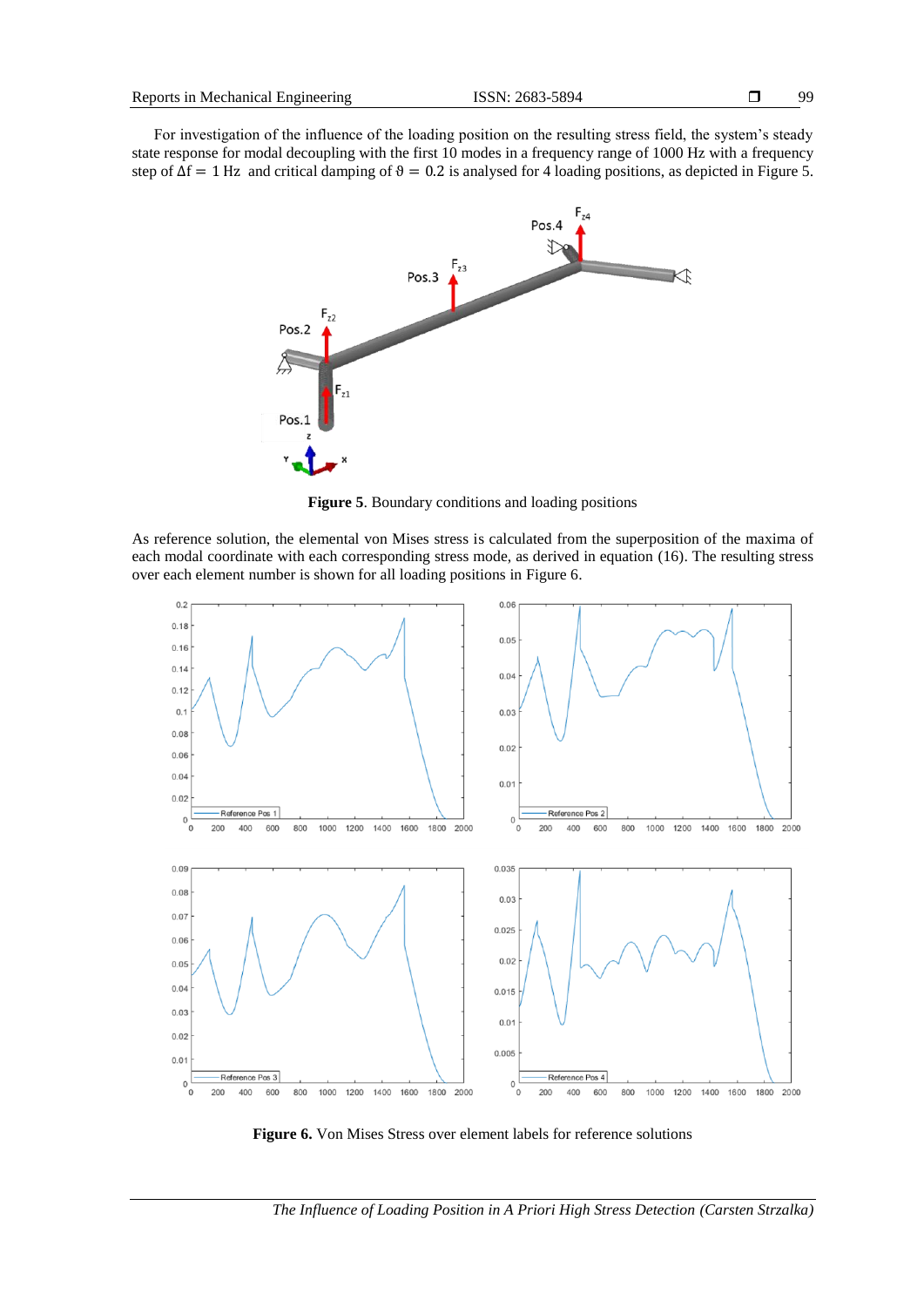For investigation of the influence of the loading position on the resulting stress field, the system's steady state response for modal decoupling with the first 10 modes in a frequency range of 1000 Hz with a frequency step of $\Delta f = 1$ Hz and critical damping of $\vartheta = 0.2$ is analysed for 4 loading positions, as depicted in Figure 5.

**Figure 5**. Boundary conditions and loading positions

As reference solution, the elemental von Mises stress is calculated from the superposition of the maxima of each modal coordinate with each corresponding stress mode, as derived in equation (16). The resulting stress over each element number is shown for all loading positions in Figure 6.

**Figure 6.** Von Mises Stress over element labels for reference solutions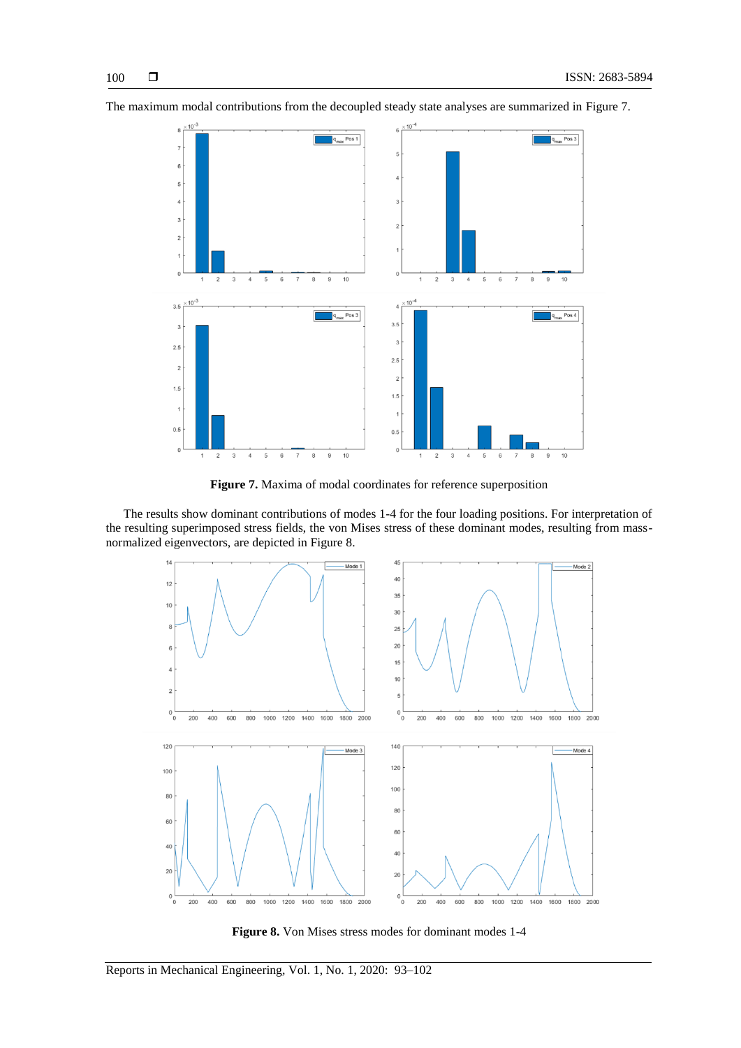The maximum modal contributions from the decoupled steady state analyses are summarized in Figure 7.

**Figure 7.** Maxima of modal coordinates for reference superposition

The results show dominant contributions of modes 1-4 for the four loading positions. For interpretation of the resulting superimposed stress fields, the von Mises stress of these dominant modes, resulting from mass-normalized eigenvectors, are depicted in Figure 8.

**Figure 8.** Von Mises stress modes for dominant modes 1-4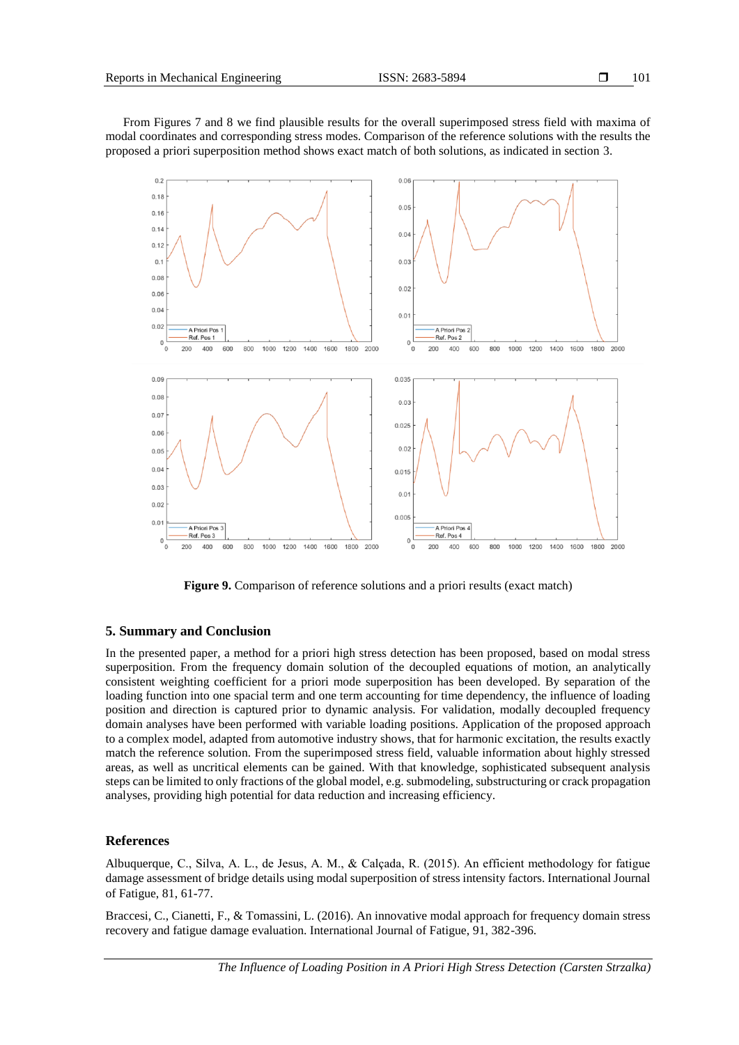From Figures 7 and 8 we find plausible results for the overall superimposed stress field with maxima of modal coordinates and corresponding stress modes. Comparison of the reference solutions with the results the proposed a priori superposition method shows exact match of both solutions, as indicated in section 3.

**Figure 9.** Comparison of reference solutions and a priori results (exact match)

## 5. Summary and Conclusion

In the presented paper, a method for a priori high stress detection has been proposed, based on modal stress superposition. From the frequency domain solution of the decoupled equations of motion, an analytically consistent weighting coefficient for a priori mode superposition has been developed. By separation of the loading function into one spacial term and one term accounting for time dependency, the influence of loading position and direction is captured prior to dynamic analysis. For validation, modally decoupled frequency domain analyses have been performed with variable loading positions. Application of the proposed approach to a complex model, adapted from automotive industry shows, that for harmonic excitation, the results exactly match the reference solution. From the superimposed stress field, valuable information about highly stressed areas, as well as uncritical elements can be gained. With that knowledge, sophisticated subsequent analysis steps can be limited to only fractions of the global model, e.g. submodeling, substructuring or crack propagation analyses, providing high potential for data reduction and increasing efficiency.

## References

Albuquerque, C., Silva, A. L., de Jesus, A. M., & Calçada, R. (2015). An efficient methodology for fatigue damage assessment of bridge details using modal superposition of stress intensity factors. International Journal of Fatigue, 81, 61-77.

Braccesi, C., Cianetti, F., & Tomassini, L. (2016). An innovative modal approach for frequency domain stress recovery and fatigue damage evaluation. International Journal of Fatigue, 91, 382-396.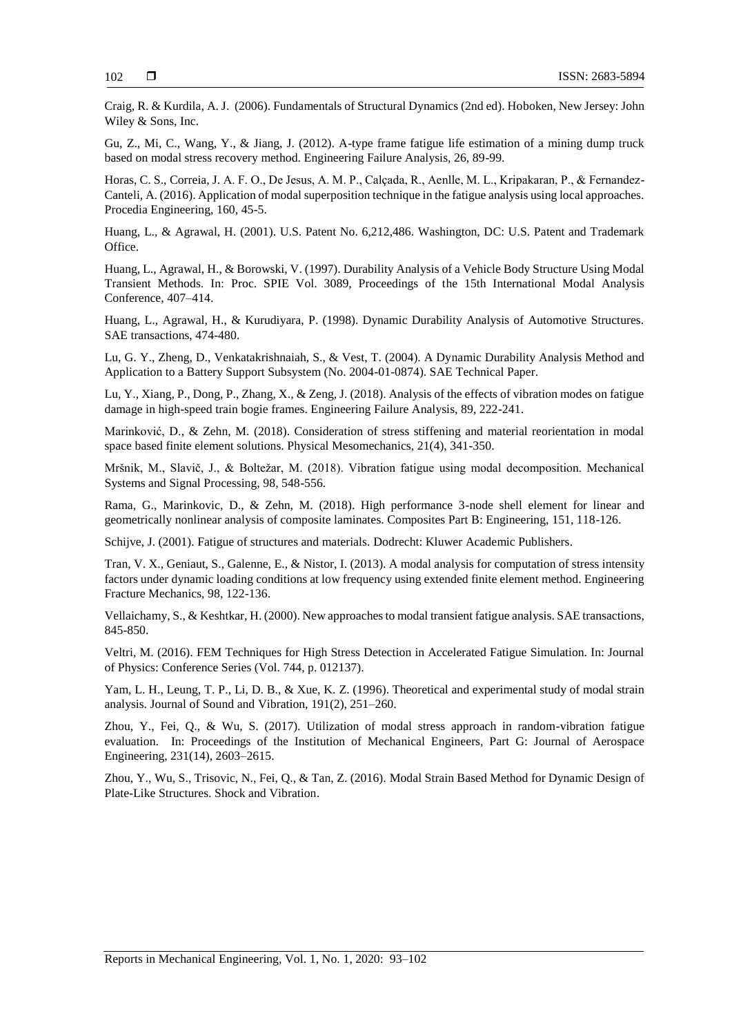Craig, R. & Kurdila, A. J. (2006). Fundamentals of Structural Dynamics (2nd ed). Hoboken, New Jersey: John Wiley & Sons, Inc.

Gu, Z., Mi, C., Wang, Y., & Jiang, J. (2012). A-type frame fatigue life estimation of a mining dump truck based on modal stress recovery method. Engineering Failure Analysis, 26, 89-99.

Horas, C. S., Correia, J. A. F. O., De Jesus, A. M. P., Calçada, R., Aenlle, M. L., Kripakaran, P., & Fernandez-Canteli, A. (2016). Application of modal superposition technique in the fatigue analysis using local approaches. Procedia Engineering, 160, 45-5.

Huang, L., & Agrawal, H. (2001). U.S. Patent No. 6,212,486. Washington, DC: U.S. Patent and Trademark Office.

Huang, L., Agrawal, H., & Borowski, V. (1997). Durability Analysis of a Vehicle Body Structure Using Modal Transient Methods. In: Proc. SPIE Vol. 3089, Proceedings of the 15th International Modal Analysis Conference, 407–414.

Huang, L., Agrawal, H., & Kurudiyara, P. (1998). Dynamic Durability Analysis of Automotive Structures. SAE transactions, 474-480.

Lu, G. Y., Zheng, D., Venkatakrishnaiah, S., & Vest, T. (2004). A Dynamic Durability Analysis Method and Application to a Battery Support Subsystem (No. 2004-01-0874). SAE Technical Paper.

Lu, Y., Xiang, P., Dong, P., Zhang, X., & Zeng, J. (2018). Analysis of the effects of vibration modes on fatigue damage in high-speed train bogie frames. Engineering Failure Analysis, 89, 222-241.

Marinković, D., & Zehn, M. (2018). Consideration of stress stiffening and material reorientation in modal space based finite element solutions. Physical Mesomechanics, 21(4), 341-350.

Mršnik, M., Slavič, J., & Boltežar, M. (2018). Vibration fatigue using modal decomposition. Mechanical Systems and Signal Processing, 98, 548-556.

Rama, G., Marinkovic, D., & Zehn, M. (2018). High performance 3-node shell element for linear and geometrically nonlinear analysis of composite laminates. Composites Part B: Engineering, 151, 118-126.

Schijve, J. (2001). Fatigue of structures and materials. Dodrecht: Kluwer Academic Publishers.

Tran, V. X., Geniaut, S., Galenne, E., & Nistor, I. (2013). A modal analysis for computation of stress intensity factors under dynamic loading conditions at low frequency using extended finite element method. Engineering Fracture Mechanics, 98, 122-136.

Vellaichamy, S., & Keshtkar, H. (2000). New approaches to modal transient fatigue analysis. SAE transactions, 845-850.

Veltri, M. (2016). FEM Techniques for High Stress Detection in Accelerated Fatigue Simulation. In: Journal of Physics: Conference Series (Vol. 744, p. 012137).

Yam, L. H., Leung, T. P., Li, D. B., & Xue, K. Z. (1996). Theoretical and experimental study of modal strain analysis. Journal of Sound and Vibration, 191(2), 251–260.

Zhou, Y., Fei, Q., & Wu, S. (2017). Utilization of modal stress approach in random-vibration fatigue evaluation. In: Proceedings of the Institution of Mechanical Engineers, Part G: Journal of Aerospace Engineering, 231(14), 2603–2615.

Zhou, Y., Wu, S., Trisovic, N., Fei, Q., & Tan, Z. (2016). Modal Strain Based Method for Dynamic Design of Plate-Like Structures. Shock and Vibration.